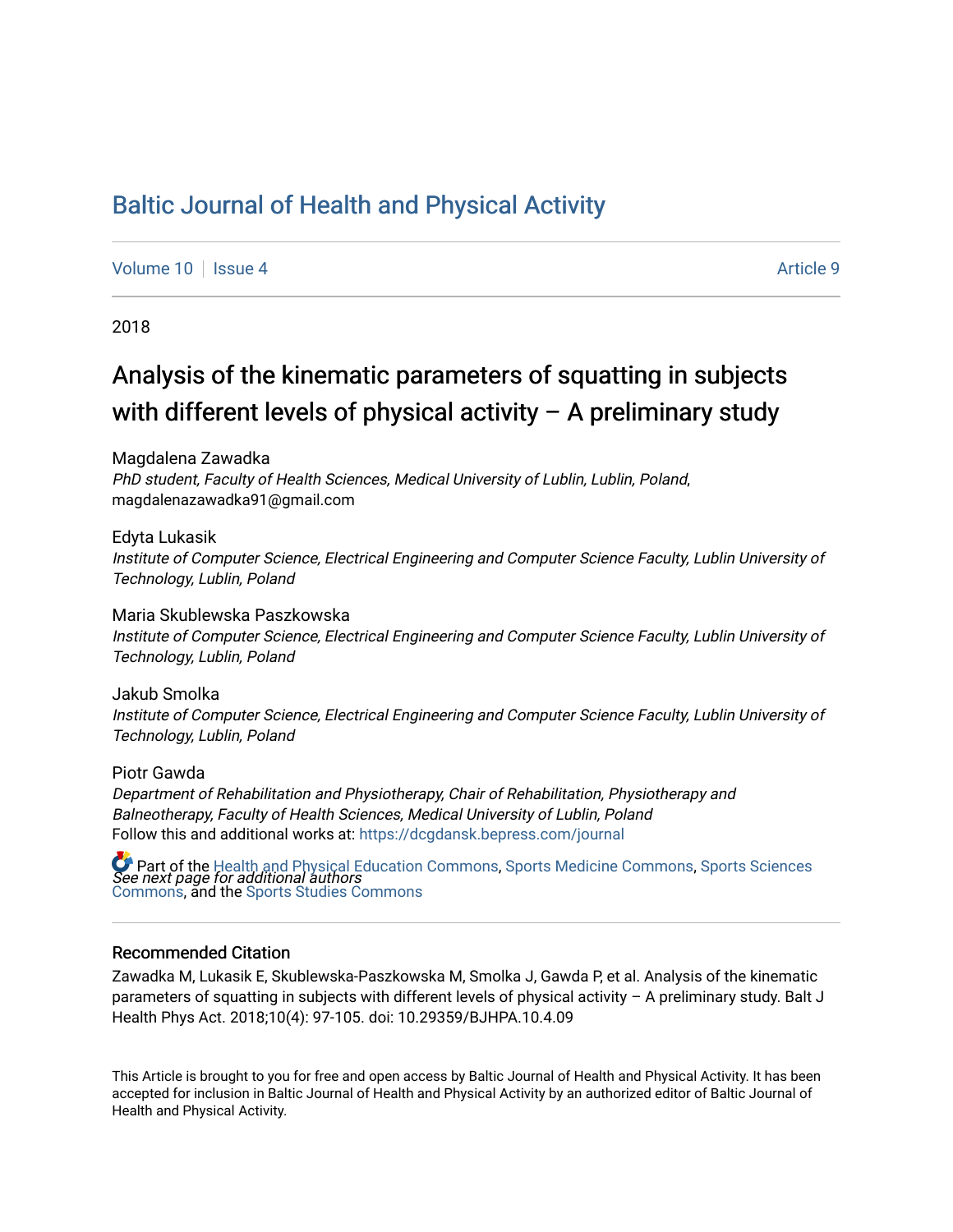# Baltic Journal of Health and Physical Activity

Volume 10 | Issue 4 Article 9

2018

## Analysis of the kinematic parameters of squatting in subjects with different levels of physical activity – A preliminary study

Magdalena Zawadka
*PhD student, Faculty of Health Sciences, Medical University of Lublin, Lublin, Poland*, magdalenazawadka91@gmail.com

Edyta Lukasik
*Institute of Computer Science, Electrical Engineering and Computer Science Faculty, Lublin University of Technology, Lublin, Poland*

Maria Skublewska Paszkowska
*Institute of Computer Science, Electrical Engineering and Computer Science Faculty, Lublin University of Technology, Lublin, Poland*

Jakub Smolka
*Institute of Computer Science, Electrical Engineering and Computer Science Faculty, Lublin University of Technology, Lublin, Poland*

Piotr Gawda
*Department of Rehabilitation and Physiotherapy, Chair of Rehabilitation, Physiotherapy and Balneotherapy, Faculty of Health Sciences, Medical University of Lublin, Poland*

Follow this and additional works at: https://dcgdansk.bepress.com/journal

Part of the Health and Physical Education Commons, Sports Medicine Commons, Sports Sciences Commons, and the Sports Studies Commons

*See next page for additional authors*

### Recommended Citation

Zawadka M, Lukasik E, Skublewska-Paszkowska M, Smolka J, Gawda P, et al. Analysis of the kinematic parameters of squatting in subjects with different levels of physical activity – A preliminary study. Balt J Health Phys Act. 2018;10(4): 97-105. doi: 10.29359/BJHPA.10.4.09

This Article is brought to you for free and open access by Baltic Journal of Health and Physical Activity. It has been accepted for inclusion in Baltic Journal of Health and Physical Activity by an authorized editor of Baltic Journal of Health and Physical Activity.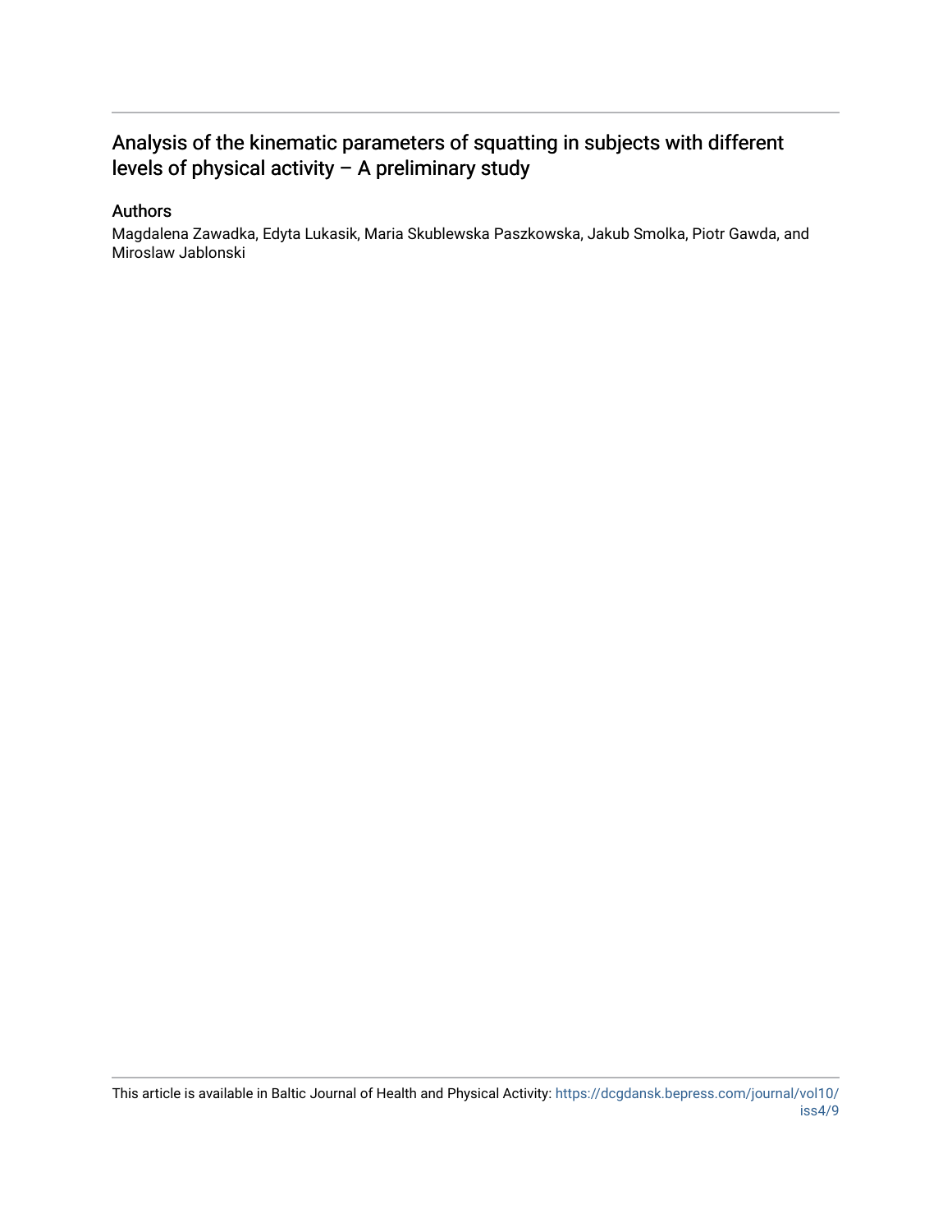Analysis of the kinematic parameters of squatting in subjects with different levels of physical activity – A preliminary study

## Authors

Magdalena Zawadka, Edyta Lukasik, Maria Skublewska Paszkowska, Jakub Smolka, Piotr Gawda, and Miroslaw Jablonski

This article is available in Baltic Journal of Health and Physical Activity: https://dcgdansk.bepress.com/journal/vol10/iss4/9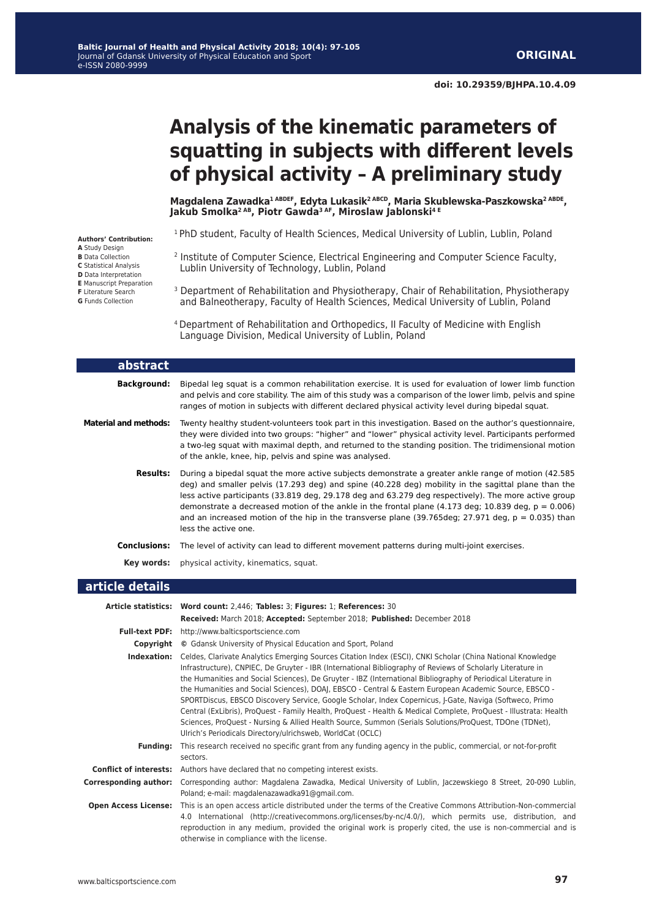# Analysis of the kinematic parameters of squatting in subjects with different levels of physical activity – A preliminary study

**Magdalena Zawadka[1 ABDEF], Edyta Lukasik[2 ABCD], Maria Skublewska-Paszkowska[2 ABDE], Jakub Smolka[2 AB], Piotr Gawda[3 AF], Miroslaw Jablonski[4 E]**

**Authors' Contribution:**
**A** Study Design
**B** Data Collection
**C** Statistical Analysis
**D** Data Interpretation
**E** Manuscript Preparation
**F** Literature Search
**G** Funds Collection

[1] PhD student, Faculty of Health Sciences, Medical University of Lublin, Lublin, Poland

[2] Institute of Computer Science, Electrical Engineering and Computer Science Faculty, Lublin University of Technology, Lublin, Poland

[3] Department of Rehabilitation and Physiotherapy, Chair of Rehabilitation, Physiotherapy and Balneotherapy, Faculty of Health Sciences, Medical University of Lublin, Poland

[4] Department of Rehabilitation and Orthopedics, II Faculty of Medicine with English Language Division, Medical University of Lublin, Poland

## abstract

**Background:** Bipedal leg squat is a common rehabilitation exercise. It is used for evaluation of lower limb function and pelvis and core stability. The aim of this study was a comparison of the lower limb, pelvis and spine ranges of motion in subjects with different declared physical activity level during bipedal squat.

**Material and methods:** Twenty healthy student-volunteers took part in this investigation. Based on the author's questionnaire, they were divided into two groups: "higher" and "lower" physical activity level. Participants performed a two-leg squat with maximal depth, and returned to the standing position. The tridimensional motion of the ankle, knee, hip, pelvis and spine was analysed.

**Results:** During a bipedal squat the more active subjects demonstrate a greater ankle range of motion (42.585 deg) and smaller pelvis (17.293 deg) and spine (40.228 deg) mobility in the sagittal plane than the less active participants (33.819 deg, 29.178 deg and 63.279 deg respectively). The more active group demonstrate a decreased motion of the ankle in the frontal plane (4.173 deg; 10.839 deg, $p = 0.006$) and an increased motion of the hip in the transverse plane (39.765deg; 27.971 deg, $p = 0.035$) than less the active one.

**Conclusions:** The level of activity can lead to different movement patterns during multi-joint exercises.

**Key words:** physical activity, kinematics, squat.

## article details

**Article statistics:** **Word count:** 2,446; **Tables:** 3; **Figures:** 1; **References:** 30
**Received:** March 2018; **Accepted:** September 2018; **Published:** December 2018

**Full-text PDF:** http://www.balticsportscience.com

**Copyright** © Gdansk University of Physical Education and Sport, Poland

**Indexation:** Celdes, Clarivate Analytics Emerging Sources Citation Index (ESCI), CNKI Scholar (China National Knowledge Infrastructure), CNPIEC, De Gruyter - IBR (International Bibliography of Reviews of Scholarly Literature in the Humanities and Social Sciences), De Gruyter - IBZ (International Bibliography of Periodical Literature in the Humanities and Social Sciences), DOAJ, EBSCO - Central & Eastern European Academic Source, EBSCO - SPORTDiscus, EBSCO Discovery Service, Google Scholar, Index Copernicus, J-Gate, Naviga (Softweco, Primo Central (ExLibris), ProQuest - Family Health, ProQuest - Health & Medical Complete, ProQuest - Illustrata: Health Sciences, ProQuest - Nursing & Allied Health Source, Summon (Serials Solutions/ProQuest, TDOne (TDNet), Ulrich's Periodicals Directory/ulrichsweb, WorldCat (OCLC)

**Funding:** This research received no specific grant from any funding agency in the public, commercial, or not-for-profit sectors.

**Conflict of interests:** Authors have declared that no competing interest exists.

**Corresponding author:** Corresponding author: Magdalena Zawadka, Medical University of Lublin, Jaczewskiego 8 Street, 20-090 Lublin, Poland; e-mail: magdalenazawadka91@gmail.com.

**Open Access License:** This is an open access article distributed under the terms of the Creative Commons Attribution-Non-commercial 4.0 International (http://creativecommons.org/licenses/by-nc/4.0/), which permits use, distribution, and reproduction in any medium, provided the original work is properly cited, the use is non-commercial and is otherwise in compliance with the license.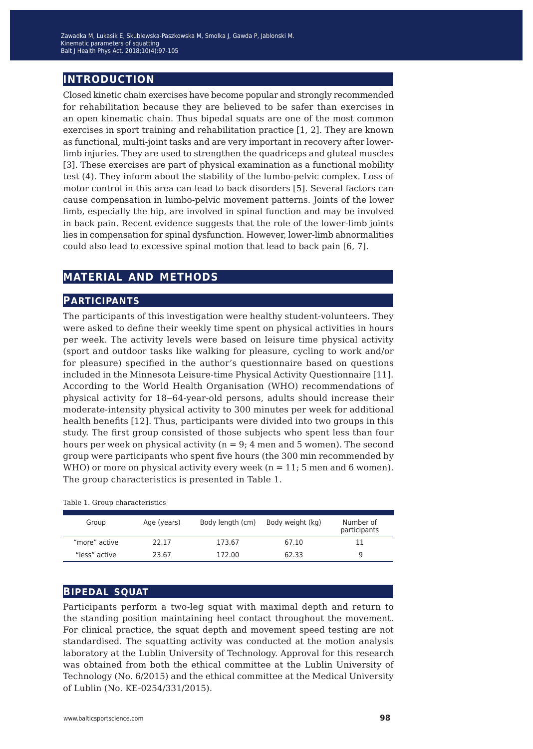## INTRODUCTION

Closed kinetic chain exercises have become popular and strongly recommended for rehabilitation because they are believed to be safer than exercises in an open kinematic chain. Thus bipedal squats are one of the most common exercises in sport training and rehabilitation practice [1, 2]. They are known as functional, multi-joint tasks and are very important in recovery after lower-limb injuries. They are used to strengthen the quadriceps and gluteal muscles [3]. These exercises are part of physical examination as a functional mobility test (4). They inform about the stability of the lumbo-pelvic complex. Loss of motor control in this area can lead to back disorders [5]. Several factors can cause compensation in lumbo-pelvic movement patterns. Joints of the lower limb, especially the hip, are involved in spinal function and may be involved in back pain. Recent evidence suggests that the role of the lower-limb joints lies in compensation for spinal dysfunction. However, lower-limb abnormalities could also lead to excessive spinal motion that lead to back pain [6, 7].

## MATERIAL AND METHODS

### PARTICIPANTS

The participants of this investigation were healthy student-volunteers. They were asked to define their weekly time spent on physical activities in hours per week. The activity levels were based on leisure time physical activity (sport and outdoor tasks like walking for pleasure, cycling to work and/or for pleasure) specified in the author's questionnaire based on questions included in the Minnesota Leisure-time Physical Activity Questionnaire [11]. According to the World Health Organisation (WHO) recommendations of physical activity for 18‒64-year-old persons, adults should increase their moderate-intensity physical activity to 300 minutes per week for additional health benefits [12]. Thus, participants were divided into two groups in this study. The first group consisted of those subjects who spent less than four hours per week on physical activity (n = 9; 4 men and 5 women). The second group were participants who spent five hours (the 300 min recommended by WHO) or more on physical activity every week (n = 11; 5 men and 6 women). The group characteristics is presented in Table 1.

Table 1. Group characteristics

| Group | Age (years) | Body length (cm) | Body weight (kg) | Number of participants |
|---|---|---|---|---|
| "more" active | 22.17 | 173.67 | 67.10 | 11 |
| "less" active | 23.67 | 172.00 | 62.33 | 9 |

### BIPEDAL SQUAT

Participants perform a two-leg squat with maximal depth and return to the standing position maintaining heel contact throughout the movement. For clinical practice, the squat depth and movement speed testing are not standardised. The squatting activity was conducted at the motion analysis laboratory at the Lublin University of Technology. Approval for this research was obtained from both the ethical committee at the Lublin University of Technology (No. 6/2015) and the ethical committee at the Medical University of Lublin (No. KE-0254/331/2015).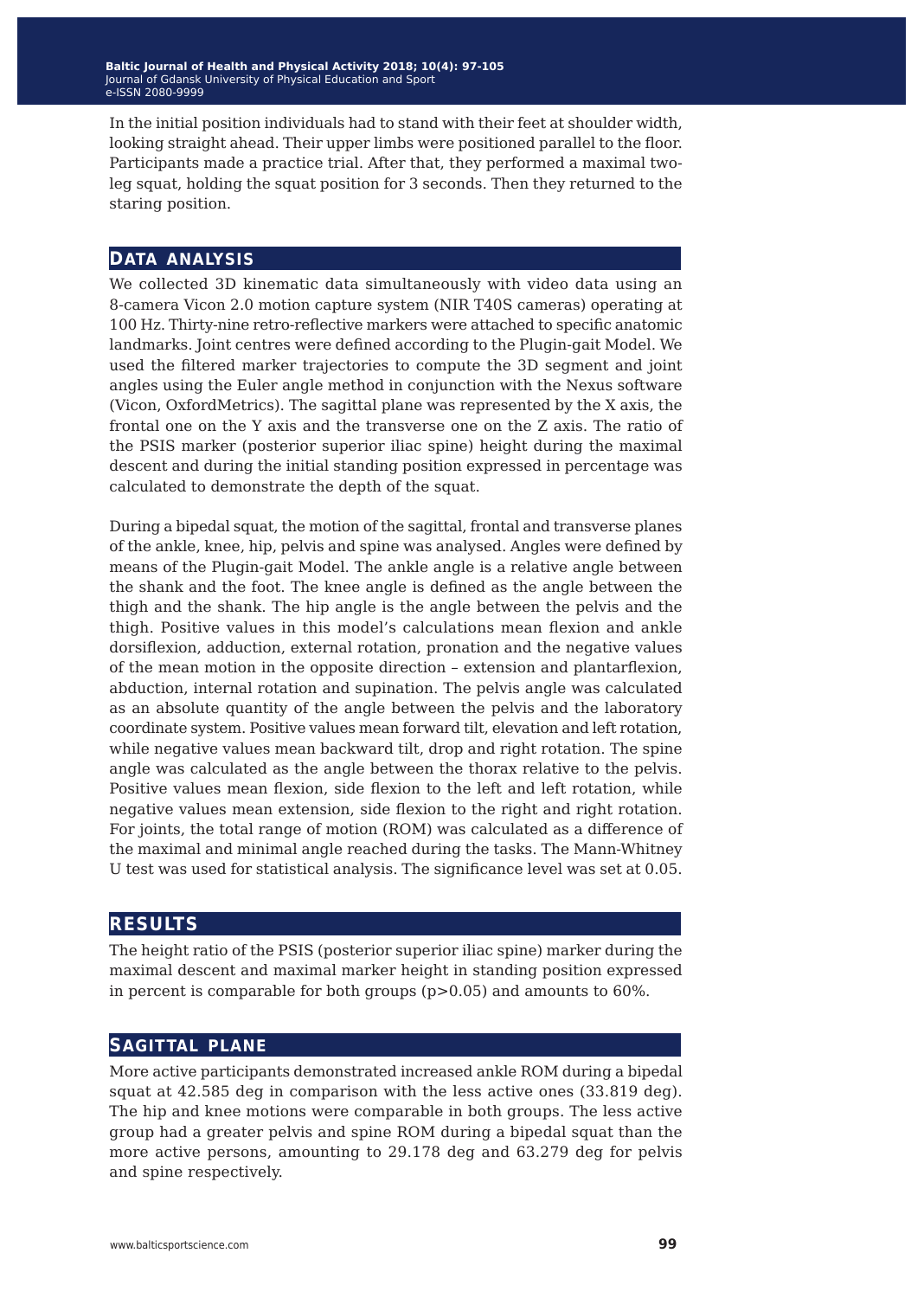In the initial position individuals had to stand with their feet at shoulder width, looking straight ahead. Their upper limbs were positioned parallel to the floor. Participants made a practice trial. After that, they performed a maximal two-leg squat, holding the squat position for 3 seconds. Then they returned to the staring position.

## Data analysis

We collected 3D kinematic data simultaneously with video data using an 8-camera Vicon 2.0 motion capture system (NIR T40S cameras) operating at 100 Hz. Thirty-nine retro-reflective markers were attached to specific anatomic landmarks. Joint centres were defined according to the Plugin-gait Model. We used the filtered marker trajectories to compute the 3D segment and joint angles using the Euler angle method in conjunction with the Nexus software (Vicon, OxfordMetrics). The sagittal plane was represented by the X axis, the frontal one on the Y axis and the transverse one on the Z axis. The ratio of the PSIS marker (posterior superior iliac spine) height during the maximal descent and during the initial standing position expressed in percentage was calculated to demonstrate the depth of the squat.

During a bipedal squat, the motion of the sagittal, frontal and transverse planes of the ankle, knee, hip, pelvis and spine was analysed. Angles were defined by means of the Plugin-gait Model. The ankle angle is a relative angle between the shank and the foot. The knee angle is defined as the angle between the thigh and the shank. The hip angle is the angle between the pelvis and the thigh. Positive values in this model's calculations mean flexion and ankle dorsiflexion, adduction, external rotation, pronation and the negative values of the mean motion in the opposite direction – extension and plantarflexion, abduction, internal rotation and supination. The pelvis angle was calculated as an absolute quantity of the angle between the pelvis and the laboratory coordinate system. Positive values mean forward tilt, elevation and left rotation, while negative values mean backward tilt, drop and right rotation. The spine angle was calculated as the angle between the thorax relative to the pelvis. Positive values mean flexion, side flexion to the left and left rotation, while negative values mean extension, side flexion to the right and right rotation. For joints, the total range of motion (ROM) was calculated as a difference of the maximal and minimal angle reached during the tasks. The Mann-Whitney U test was used for statistical analysis. The significance level was set at 0.05.

## Results

The height ratio of the PSIS (posterior superior iliac spine) marker during the maximal descent and maximal marker height in standing position expressed in percent is comparable for both groups ($p>0.05$) and amounts to 60%.

## Sagittal plane

More active participants demonstrated increased ankle ROM during a bipedal squat at 42.585 deg in comparison with the less active ones (33.819 deg). The hip and knee motions were comparable in both groups. The less active group had a greater pelvis and spine ROM during a bipedal squat than the more active persons, amounting to 29.178 deg and 63.279 deg for pelvis and spine respectively.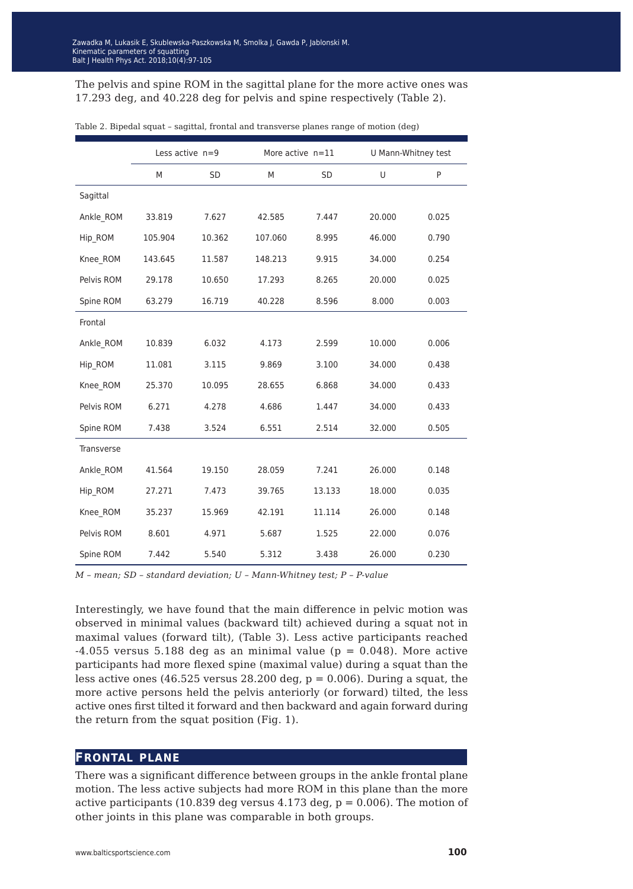The pelvis and spine ROM in the sagittal plane for the more active ones was 17.293 deg, and 40.228 deg for pelvis and spine respectively (Table 2).

Table 2. Bipedal squat – sagittal, frontal and transverse planes range of motion (deg)

| | Less active n=9 | | More active n=11 | | U Mann-Whitney test | |
|---|---|---|---|---|---|---|
| | M | SD | M | SD | U | P |
| Sagittal | | | | | | |
| Ankle_ROM | 33.819 | 7.627 | 42.585 | 7.447 | 20.000 | 0.025 |
| Hip_ROM | 105.904 | 10.362 | 107.060 | 8.995 | 46.000 | 0.790 |
| Knee_ROM | 143.645 | 11.587 | 148.213 | 9.915 | 34.000 | 0.254 |
| Pelvis ROM | 29.178 | 10.650 | 17.293 | 8.265 | 20.000 | 0.025 |
| Spine ROM | 63.279 | 16.719 | 40.228 | 8.596 | 8.000 | 0.003 |
| Frontal | | | | | | |
| Ankle_ROM | 10.839 | 6.032 | 4.173 | 2.599 | 10.000 | 0.006 |
| Hip_ROM | 11.081 | 3.115 | 9.869 | 3.100 | 34.000 | 0.438 |
| Knee_ROM | 25.370 | 10.095 | 28.655 | 6.868 | 34.000 | 0.433 |
| Pelvis ROM | 6.271 | 4.278 | 4.686 | 1.447 | 34.000 | 0.433 |
| Spine ROM | 7.438 | 3.524 | 6.551 | 2.514 | 32.000 | 0.505 |
| Transverse | | | | | | |
| Ankle_ROM | 41.564 | 19.150 | 28.059 | 7.241 | 26.000 | 0.148 |
| Hip_ROM | 27.271 | 7.473 | 39.765 | 13.133 | 18.000 | 0.035 |
| Knee_ROM | 35.237 | 15.969 | 42.191 | 11.114 | 26.000 | 0.148 |
| Pelvis ROM | 8.601 | 4.971 | 5.687 | 1.525 | 22.000 | 0.076 |
| Spine ROM | 7.442 | 5.540 | 5.312 | 3.438 | 26.000 | 0.230 |

*M – mean; SD – standard deviation; U – Mann-Whitney test; P – P-value*

Interestingly, we have found that the main difference in pelvic motion was observed in minimal values (backward tilt) achieved during a squat not in maximal values (forward tilt), (Table 3). Less active participants reached -4.055 versus 5.188 deg as an minimal value ($p = 0.048$). More active participants had more flexed spine (maximal value) during a squat than the less active ones (46.525 versus 28.200 deg, $p = 0.006$). During a squat, the more active persons held the pelvis anteriorly (or forward) tilted, the less active ones first tilted it forward and then backward and again forward during the return from the squat position (Fig. 1).

## Frontal plane

There was a significant difference between groups in the ankle frontal plane motion. The less active subjects had more ROM in this plane than the more active participants (10.839 deg versus 4.173 deg, $p = 0.006$). The motion of other joints in this plane was comparable in both groups.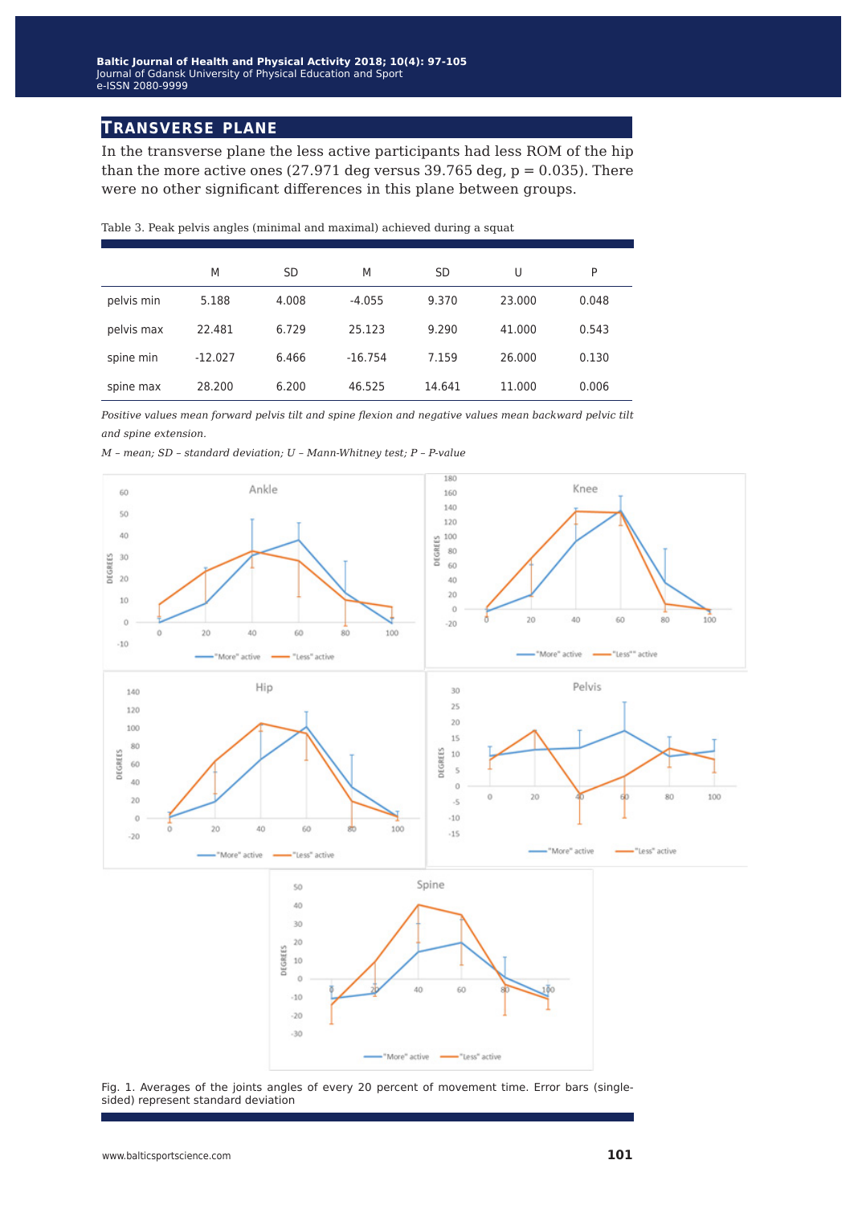## TRANSVERSE PLANE

In the transverse plane the less active participants had less ROM of the hip than the more active ones (27.971 deg versus 39.765 deg, p = 0.035). There were no other significant differences in this plane between groups.

Table 3. Peak pelvis angles (minimal and maximal) achieved during a squat

| | M | SD | M | SD | U | P |
|---|---|---|---|---|---|---|
| pelvis min | 5.188 | 4.008 | -4.055 | 9.370 | 23.000 | 0.048 |
| pelvis max | 22.481 | 6.729 | 25.123 | 9.290 | 41.000 | 0.543 |
| spine min | -12.027 | 6.466 | -16.754 | 7.159 | 26.000 | 0.130 |
| spine max | 28.200 | 6.200 | 46.525 | 14.641 | 11.000 | 0.006 |

*Positive values mean forward pelvis tilt and spine flexion and negative values mean backward pelvic tilt and spine extension.*

*M – mean; SD – standard deviation; U – Mann-Whitney test; P – P-value*

Fig. 1. Averages of the joints angles of every 20 percent of movement time. Error bars (single-sided) represent standard deviation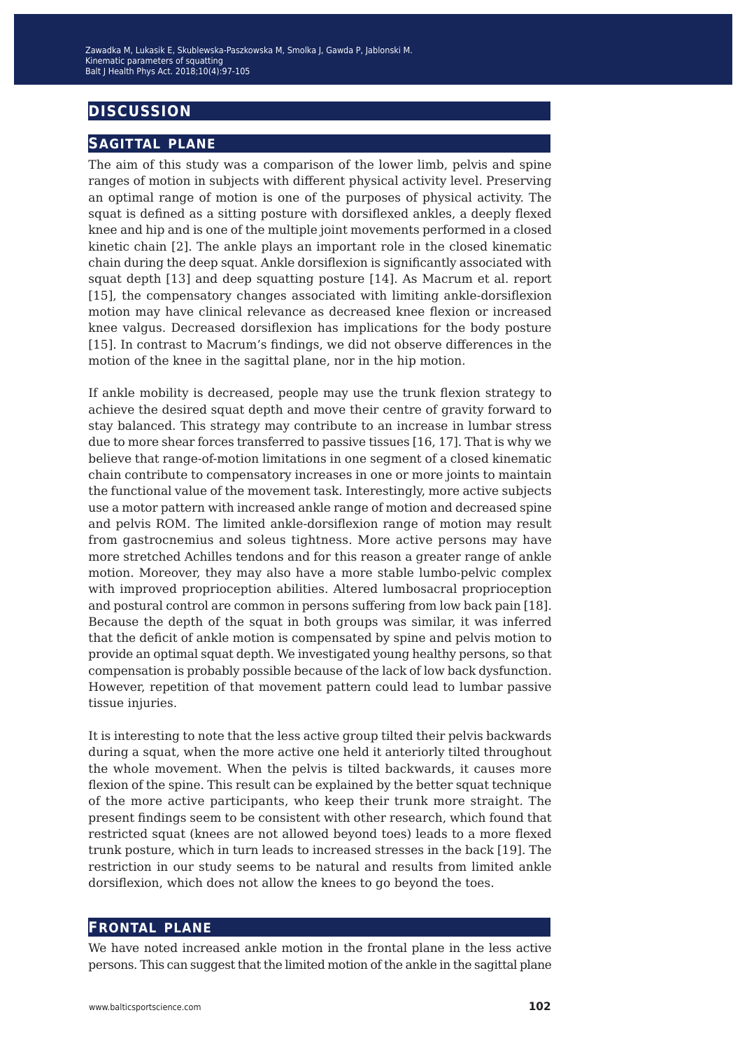# DISCUSSION

## SAGITTAL PLANE

The aim of this study was a comparison of the lower limb, pelvis and spine ranges of motion in subjects with different physical activity level. Preserving an optimal range of motion is one of the purposes of physical activity. The squat is defined as a sitting posture with dorsiflexed ankles, a deeply flexed knee and hip and is one of the multiple joint movements performed in a closed kinetic chain [2]. The ankle plays an important role in the closed kinematic chain during the deep squat. Ankle dorsiflexion is significantly associated with squat depth [13] and deep squatting posture [14]. As Macrum et al. report [15], the compensatory changes associated with limiting ankle-dorsiflexion motion may have clinical relevance as decreased knee flexion or increased knee valgus. Decreased dorsiflexion has implications for the body posture [15]. In contrast to Macrum's findings, we did not observe differences in the motion of the knee in the sagittal plane, nor in the hip motion.

If ankle mobility is decreased, people may use the trunk flexion strategy to achieve the desired squat depth and move their centre of gravity forward to stay balanced. This strategy may contribute to an increase in lumbar stress due to more shear forces transferred to passive tissues [16, 17]. That is why we believe that range-of-motion limitations in one segment of a closed kinematic chain contribute to compensatory increases in one or more joints to maintain the functional value of the movement task. Interestingly, more active subjects use a motor pattern with increased ankle range of motion and decreased spine and pelvis ROM. The limited ankle-dorsiflexion range of motion may result from gastrocnemius and soleus tightness. More active persons may have more stretched Achilles tendons and for this reason a greater range of ankle motion. Moreover, they may also have a more stable lumbo-pelvic complex with improved proprioception abilities. Altered lumbosacral proprioception and postural control are common in persons suffering from low back pain [18]. Because the depth of the squat in both groups was similar, it was inferred that the deficit of ankle motion is compensated by spine and pelvis motion to provide an optimal squat depth. We investigated young healthy persons, so that compensation is probably possible because of the lack of low back dysfunction. However, repetition of that movement pattern could lead to lumbar passive tissue injuries.

It is interesting to note that the less active group tilted their pelvis backwards during a squat, when the more active one held it anteriorly tilted throughout the whole movement. When the pelvis is tilted backwards, it causes more flexion of the spine. This result can be explained by the better squat technique of the more active participants, who keep their trunk more straight. The present findings seem to be consistent with other research, which found that restricted squat (knees are not allowed beyond toes) leads to a more flexed trunk posture, which in turn leads to increased stresses in the back [19]. The restriction in our study seems to be natural and results from limited ankle dorsiflexion, which does not allow the knees to go beyond the toes.

## FRONTAL PLANE

We have noted increased ankle motion in the frontal plane in the less active persons. This can suggest that the limited motion of the ankle in the sagittal plane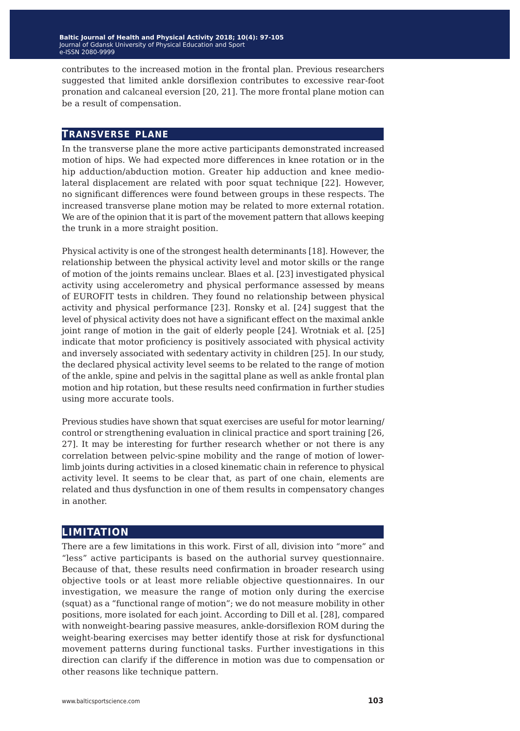contributes to the increased motion in the frontal plan. Previous researchers suggested that limited ankle dorsiflexion contributes to excessive rear-foot pronation and calcaneal eversion [20, 21]. The more frontal plane motion can be a result of compensation.

## TRANSVERSE PLANE

In the transverse plane the more active participants demonstrated increased motion of hips. We had expected more differences in knee rotation or in the hip adduction/abduction motion. Greater hip adduction and knee medio-lateral displacement are related with poor squat technique [22]. However, no significant differences were found between groups in these respects. The increased transverse plane motion may be related to more external rotation. We are of the opinion that it is part of the movement pattern that allows keeping the trunk in a more straight position.

Physical activity is one of the strongest health determinants [18]. However, the relationship between the physical activity level and motor skills or the range of motion of the joints remains unclear. Blaes et al. [23] investigated physical activity using accelerometry and physical performance assessed by means of EUROFIT tests in children. They found no relationship between physical activity and physical performance [23]. Ronsky et al. [24] suggest that the level of physical activity does not have a significant effect on the maximal ankle joint range of motion in the gait of elderly people [24]. Wrotniak et al. [25] indicate that motor proficiency is positively associated with physical activity and inversely associated with sedentary activity in children [25]. In our study, the declared physical activity level seems to be related to the range of motion of the ankle, spine and pelvis in the sagittal plane as well as ankle frontal plan motion and hip rotation, but these results need confirmation in further studies using more accurate tools.

Previous studies have shown that squat exercises are useful for motor learning/control or strengthening evaluation in clinical practice and sport training [26, 27]. It may be interesting for further research whether or not there is any correlation between pelvic-spine mobility and the range of motion of lower-limb joints during activities in a closed kinematic chain in reference to physical activity level. It seems to be clear that, as part of one chain, elements are related and thus dysfunction in one of them results in compensatory changes in another.

## LIMITATION

There are a few limitations in this work. First of all, division into "more" and "less" active participants is based on the authorial survey questionnaire. Because of that, these results need confirmation in broader research using objective tools or at least more reliable objective questionnaires. In our investigation, we measure the range of motion only during the exercise (squat) as a "functional range of motion"; we do not measure mobility in other positions, more isolated for each joint. According to Dill et al. [28], compared with nonweight-bearing passive measures, ankle-dorsiflexion ROM during the weight-bearing exercises may better identify those at risk for dysfunctional movement patterns during functional tasks. Further investigations in this direction can clarify if the difference in motion was due to compensation or other reasons like technique pattern.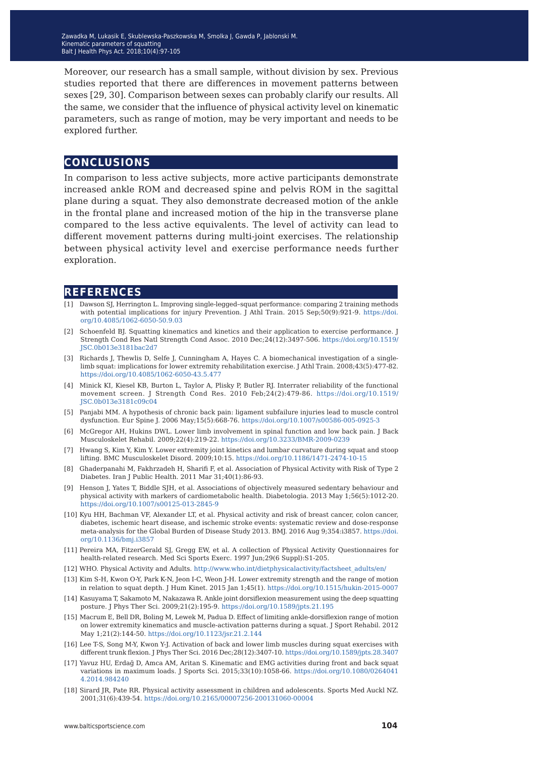Moreover, our research has a small sample, without division by sex. Previous studies reported that there are differences in movement patterns between sexes [29, 30]. Comparison between sexes can probably clarify our results. All the same, we consider that the influence of physical activity level on kinematic parameters, such as range of motion, may be very important and needs to be explored further.

## CONCLUSIONS

In comparison to less active subjects, more active participants demonstrate increased ankle ROM and decreased spine and pelvis ROM in the sagittal plane during a squat. They also demonstrate decreased motion of the ankle in the frontal plane and increased motion of the hip in the transverse plane compared to the less active equivalents. The level of activity can lead to different movement patterns during multi-joint exercises. The relationship between physical activity level and exercise performance needs further exploration.

## REFERENCES

[1] Dawson SJ, Herrington L. Improving single-legged–squat performance: comparing 2 training methods with potential implications for injury Prevention. J Athl Train. 2015 Sep;50(9):921-9. https://doi.org/10.4085/1062-6050-50.9.03

[2] Schoenfeld BJ. Squatting kinematics and kinetics and their application to exercise performance. J Strength Cond Res Natl Strength Cond Assoc. 2010 Dec;24(12):3497-506. https://doi.org/10.1519/JSC.0b013e3181bac2d7

[3] Richards J, Thewlis D, Selfe J, Cunningham A, Hayes C. A biomechanical investigation of a single-limb squat: implications for lower extremity rehabilitation exercise. J Athl Train. 2008;43(5):477-82. https://doi.org/10.4085/1062-6050-43.5.477

[4] Minick KI, Kiesel KB, Burton L, Taylor A, Plisky P, Butler RJ. Interrater reliability of the functional movement screen. J Strength Cond Res. 2010 Feb;24(2):479-86. https://doi.org/10.1519/JSC.0b013e3181c09c04

[5] Panjabi MM. A hypothesis of chronic back pain: ligament subfailure injuries lead to muscle control dysfunction. Eur Spine J. 2006 May;15(5):668-76. https://doi.org/10.1007/s00586-005-0925-3

[6] McGregor AH, Hukins DWL. Lower limb involvement in spinal function and low back pain. J Back Musculoskelet Rehabil. 2009;22(4):219-22. https://doi.org/10.3233/BMR-2009-0239

[7] Hwang S, Kim Y, Kim Y. Lower extremity joint kinetics and lumbar curvature during squat and stoop lifting. BMC Musculoskelet Disord. 2009;10:15. https://doi.org/10.1186/1471-2474-10-15

[8] Ghaderpanahi M, Fakhrzadeh H, Sharifi F, et al. Association of Physical Activity with Risk of Type 2 Diabetes. Iran J Public Health. 2011 Mar 31;40(1):86-93.

[9] Henson J, Yates T, Biddle SJH, et al. Associations of objectively measured sedentary behaviour and physical activity with markers of cardiometabolic health. Diabetologia. 2013 May 1;56(5):1012-20. https://doi.org/10.1007/s00125-013-2845-9

[10] Kyu HH, Bachman VF, Alexander LT, et al. Physical activity and risk of breast cancer, colon cancer, diabetes, ischemic heart disease, and ischemic stroke events: systematic review and dose-response meta-analysis for the Global Burden of Disease Study 2013. BMJ. 2016 Aug 9;354:i3857. https://doi.org/10.1136/bmj.i3857

[11] Pereira MA, FitzerGerald SJ, Gregg EW, et al. A collection of Physical Activity Questionnaires for health-related research. Med Sci Sports Exerc. 1997 Jun;29(6 Suppl):S1-205.

[12] WHO. Physical Activity and Adults. http://www.who.int/dietphysicalactivity/factsheet_adults/en/

[13] Kim S-H, Kwon O-Y, Park K-N, Jeon I-C, Weon J-H. Lower extremity strength and the range of motion in relation to squat depth. J Hum Kinet. 2015 Jan 1;45(1). https://doi.org/10.1515/hukin-2015-0007

[14] Kasuyama T, Sakamoto M, Nakazawa R. Ankle joint dorsiflexion measurement using the deep squatting posture. J Phys Ther Sci. 2009;21(2):195-9. https://doi.org/10.1589/jpts.21.195

[15] Macrum E, Bell DR, Boling M, Lewek M, Padua D. Effect of limiting ankle-dorsiflexion range of motion on lower extremity kinematics and muscle-activation patterns during a squat. J Sport Rehabil. 2012 May 1;21(2):144-50. https://doi.org/10.1123/jsr.21.2.144

[16] Lee T-S, Song M-Y, Kwon Y-J. Activation of back and lower limb muscles during squat exercises with different trunk flexion. J Phys Ther Sci. 2016 Dec;28(12):3407-10. https://doi.org/10.1589/jpts.28.3407

[17] Yavuz HU, Erdağ D, Amca AM, Aritan S. Kinematic and EMG activities during front and back squat variations in maximum loads. J Sports Sci. 2015;33(10):1058-66. https://doi.org/10.1080/02640414.2014.984240

[18] Sirard JR, Pate RR. Physical activity assessment in children and adolescents. Sports Med Auckl NZ. 2001;31(6):439-54. https://doi.org/10.2165/00007256-200131060-00004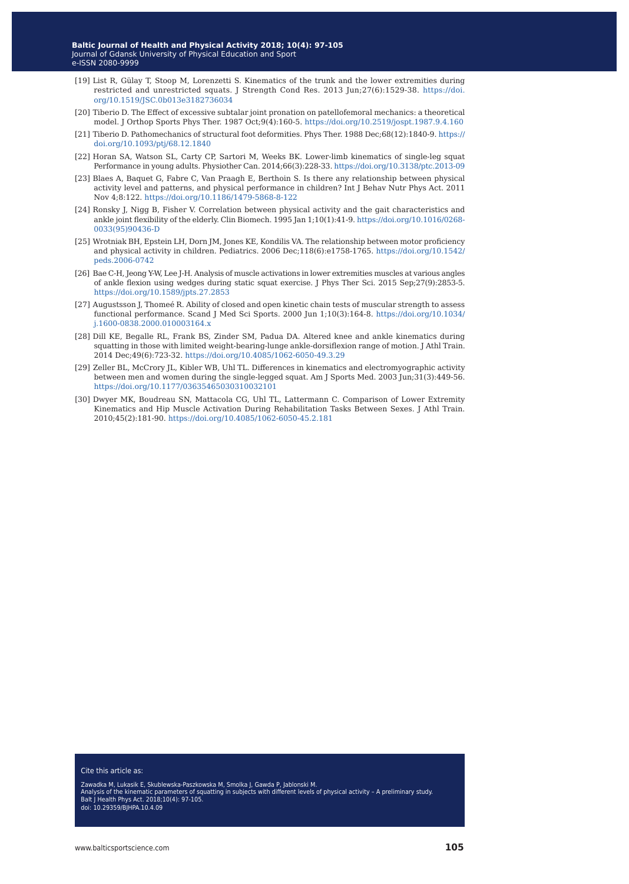[19] List R, Gülay T, Stoop M, Lorenzetti S. Kinematics of the trunk and the lower extremities during restricted and unrestricted squats. J Strength Cond Res. 2013 Jun;27(6):1529-38. https://doi.org/10.1519/JSC.0b013e3182736034

[20] Tiberio D. The Effect of excessive subtalar joint pronation on patellofemoral mechanics: a theoretical model. J Orthop Sports Phys Ther. 1987 Oct;9(4):160-5. https://doi.org/10.2519/jospt.1987.9.4.160

[21] Tiberio D. Pathomechanics of structural foot deformities. Phys Ther. 1988 Dec;68(12):1840-9. https://doi.org/10.1093/ptj/68.12.1840

[22] Horan SA, Watson SL, Carty CP, Sartori M, Weeks BK. Lower-limb kinematics of single-leg squat Performance in young adults. Physiother Can. 2014;66(3):228-33. https://doi.org/10.3138/ptc.2013-09

[23] Blaes A, Baquet G, Fabre C, Van Praagh E, Berthoin S. Is there any relationship between physical activity level and patterns, and physical performance in children? Int J Behav Nutr Phys Act. 2011 Nov 4;8:122. https://doi.org/10.1186/1479-5868-8-122

[24] Ronsky J, Nigg B, Fisher V. Correlation between physical activity and the gait characteristics and ankle joint flexibility of the elderly. Clin Biomech. 1995 Jan 1;10(1):41-9. https://doi.org/10.1016/0268-0033(95)90436-D

[25] Wrotniak BH, Epstein LH, Dorn JM, Jones KE, Kondilis VA. The relationship between motor proficiency and physical activity in children. Pediatrics. 2006 Dec;118(6):e1758-1765. https://doi.org/10.1542/peds.2006-0742

[26] Bae C-H, Jeong Y-W, Lee J-H. Analysis of muscle activations in lower extremities muscles at various angles of ankle flexion using wedges during static squat exercise. J Phys Ther Sci. 2015 Sep;27(9):2853-5. https://doi.org/10.1589/jpts.27.2853

[27] Augustsson J, Thomeé R. Ability of closed and open kinetic chain tests of muscular strength to assess functional performance. Scand J Med Sci Sports. 2000 Jun 1;10(3):164-8. https://doi.org/10.1034/j.1600-0838.2000.010003164.x

[28] Dill KE, Begalle RL, Frank BS, Zinder SM, Padua DA. Altered knee and ankle kinematics during squatting in those with limited weight-bearing-lunge ankle-dorsiflexion range of motion. J Athl Train. 2014 Dec;49(6):723-32. https://doi.org/10.4085/1062-6050-49.3.29

[29] Zeller BL, McCrory JL, Kibler WB, Uhl TL. Differences in kinematics and electromyographic activity between men and women during the single-legged squat. Am J Sports Med. 2003 Jun;31(3):449-56. https://doi.org/10.1177/03635465030310032101

[30] Dwyer MK, Boudreau SN, Mattacola CG, Uhl TL, Lattermann C. Comparison of Lower Extremity Kinematics and Hip Muscle Activation During Rehabilitation Tasks Between Sexes. J Athl Train. 2010;45(2):181-90. https://doi.org/10.4085/1062-6050-45.2.181

Cite this article as:

Zawadka M, Lukasik E, Skublewska-Paszkowska M, Smolka J, Gawda P, Jablonski M.
Analysis of the kinematic parameters of squatting in subjects with different levels of physical activity – A preliminary study.
Balt J Health Phys Act. 2018;10(4): 97-105.
doi: 10.29359/BJHPA.10.4.09